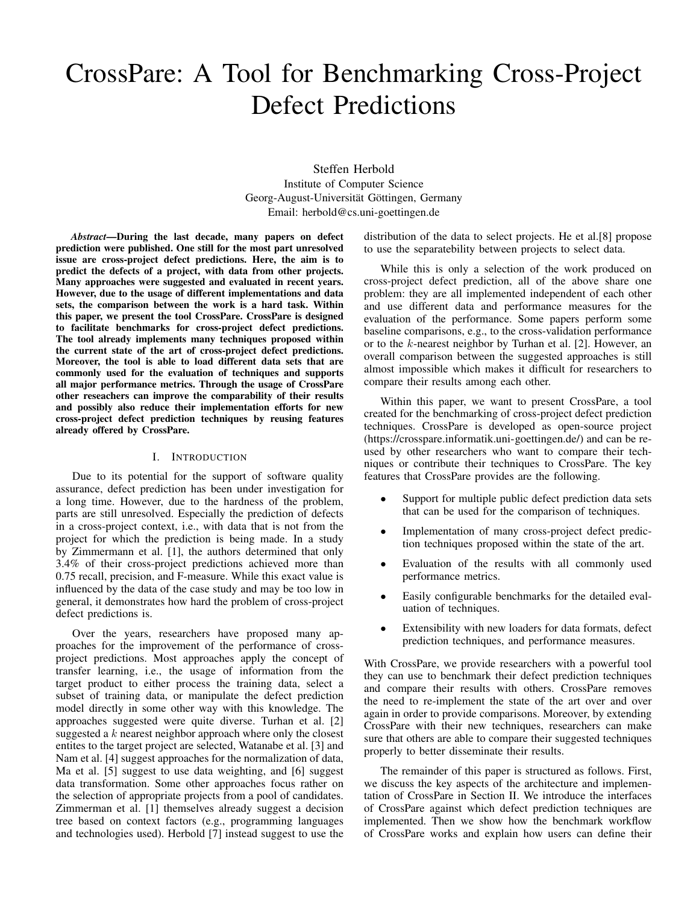# CrossPare: A Tool for Benchmarking Cross-Project Defect Predictions

Steffen Herbold
Institute of Computer Science
Georg-August-Universität Göttingen, Germany
Email: herbold@cs.uni-goettingen.de

***Abstract*—During the last decade, many papers on defect prediction were published. One still for the most part unresolved issue are cross-project defect predictions. Here, the aim is to predict the defects of a project, with data from other projects. Many approaches were suggested and evaluated in recent years. However, due to the usage of different implementations and data sets, the comparison between the work is a hard task. Within this paper, we present the tool CrossPare. CrossPare is designed to facilitate benchmarks for cross-project defect predictions. The tool already implements many techniques proposed within the current state of the art of cross-project defect predictions. Moreover, the tool is able to load different data sets that are commonly used for the evaluation of techniques and supports all major performance metrics. Through the usage of CrossPare other reseachers can improve the comparability of their results and possibly also reduce their implementation efforts for new cross-project defect prediction techniques by reusing features already offered by CrossPare.**

## I. Introduction

Due to its potential for the support of software quality assurance, defect prediction has been under investigation for a long time. However, due to the hardness of the problem, parts are still unresolved. Especially the prediction of defects in a cross-project context, i.e., with data that is not from the project for which the prediction is being made. In a study by Zimmermann et al. [1], the authors determined that only 3.4% of their cross-project predictions achieved more than 0.75 recall, precision, and F-measure. While this exact value is influenced by the data of the case study and may be too low in general, it demonstrates how hard the problem of cross-project defect predictions is.

Over the years, researchers have proposed many approaches for the improvement of the performance of cross-project predictions. Most approaches apply the concept of transfer learning, i.e., the usage of information from the target product to either process the training data, select a subset of training data, or manipulate the defect prediction model directly in some other way with this knowledge. The approaches suggested were quite diverse. Turhan et al. [2] suggested a $k$ nearest neighbor approach where only the closest entites to the target project are selected, Watanabe et al. [3] and Nam et al. [4] suggest approaches for the normalization of data, Ma et al. [5] suggest to use data weighting, and [6] suggest data transformation. Some other approaches focus rather on the selection of appropriate projects from a pool of candidates. Zimmerman et al. [1] themselves already suggest a decision tree based on context factors (e.g., programming languages and technologies used). Herbold [7] instead suggest to use the distribution of the data to select projects. He et al.[8] propose to use the separatebility between projects to select data.

While this is only a selection of the work produced on cross-project defect prediction, all of the above share one problem: they are all implemented independent of each other and use different data and performance measures for the evaluation of the performance. Some papers perform some baseline comparisons, e.g., to the cross-validation performance or to the $k$-nearest neighbor by Turhan et al. [2]. However, an overall comparison between the suggested approaches is still almost impossible which makes it difficult for researchers to compare their results among each other.

Within this paper, we want to present CrossPare, a tool created for the benchmarking of cross-project defect prediction techniques. CrossPare is developed as open-source project (https://crosspare.informatik.uni-goettingen.de/) and can be re-used by other researchers who want to compare their techniques or contribute their techniques to CrossPare. The key features that CrossPare provides are the following.

- Support for multiple public defect prediction data sets that can be used for the comparison of techniques.
- Implementation of many cross-project defect prediction techniques proposed within the state of the art.
- Evaluation of the results with all commonly used performance metrics.
- Easily configurable benchmarks for the detailed evaluation of techniques.
- Extensibility with new loaders for data formats, defect prediction techniques, and performance measures.

With CrossPare, we provide researchers with a powerful tool they can use to benchmark their defect prediction techniques and compare their results with others. CrossPare removes the need to re-implement the state of the art over and over again in order to provide comparisons. Moreover, by extending CrossPare with their new techniques, researchers can make sure that others are able to compare their suggested techniques properly to better disseminate their results.

The remainder of this paper is structured as follows. First, we discuss the key aspects of the architecture and implementation of CrossPare in Section II. We introduce the interfaces of CrossPare against which defect prediction techniques are implemented. Then we show how the benchmark workflow of CrossPare works and explain how users can define their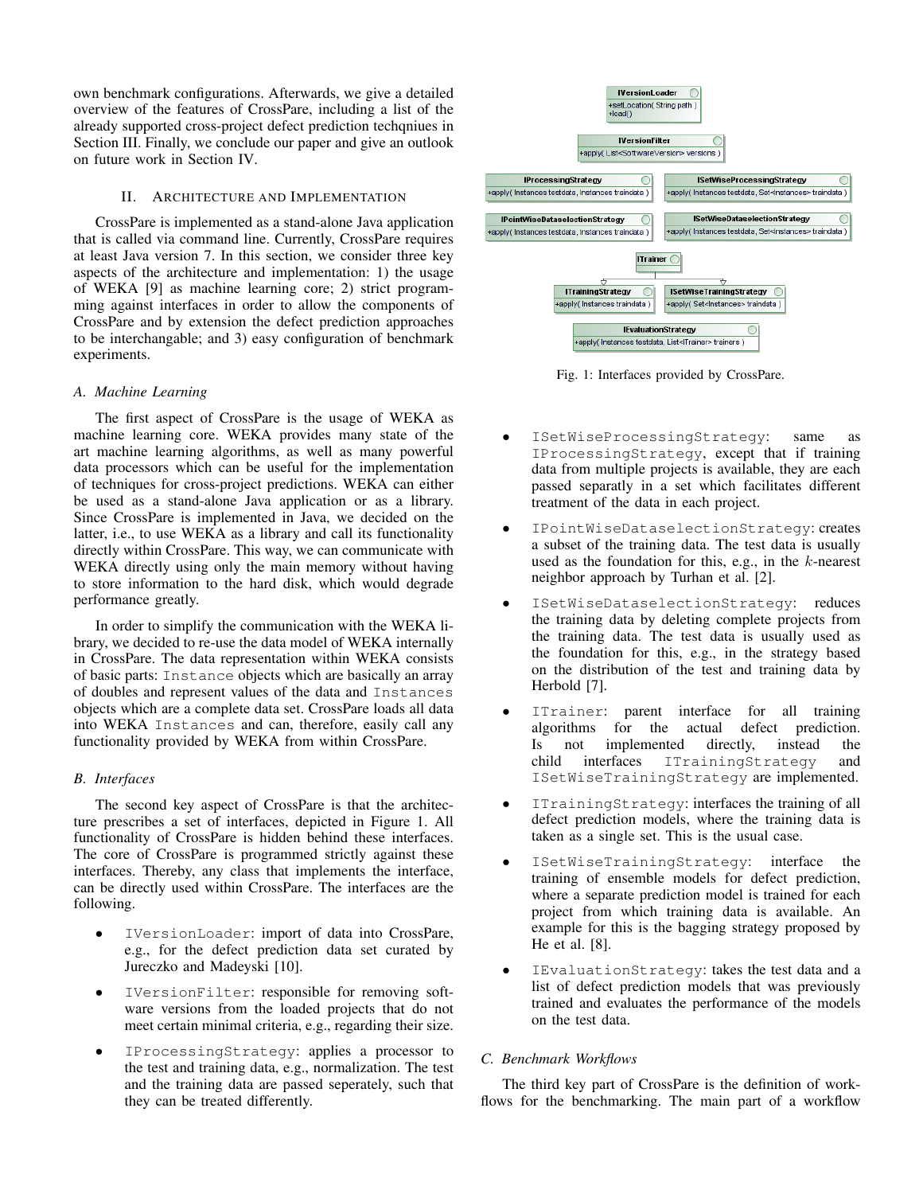own benchmark configurations. Afterwards, we give a detailed overview of the features of CrossPare, including a list of the already supported cross-project defect prediction techqniues in Section III. Finally, we conclude our paper and give an outlook on future work in Section IV.

## II. Architecture and Implementation

CrossPare is implemented as a stand-alone Java application that is called via command line. Currently, CrossPare requires at least Java version 7. In this section, we consider three key aspects of the architecture and implementation: 1) the usage of WEKA [9] as machine learning core; 2) strict programming against interfaces in order to allow the components of CrossPare and by extension the defect prediction approaches to be interchangable; and 3) easy configuration of benchmark experiments.

### *A. Machine Learning*

The first aspect of CrossPare is the usage of WEKA as machine learning core. WEKA provides many state of the art machine learning algorithms, as well as many powerful data processors which can be useful for the implementation of techniques for cross-project predictions. WEKA can either be used as a stand-alone Java application or as a library. Since CrossPare is implemented in Java, we decided on the latter, i.e., to use WEKA as a library and call its functionality directly within CrossPare. This way, we can communicate with WEKA directly using only the main memory without having to store information to the hard disk, which would degrade performance greatly.

In order to simplify the communication with the WEKA library, we decided to re-use the data model of WEKA internally in CrossPare. The data representation within WEKA consists of basic parts: `Instance` objects which are basically an array of doubles and represent values of the data and `Instances` objects which are a complete data set. CrossPare loads all data into WEKA `Instances` and can, therefore, easily call any functionality provided by WEKA from within CrossPare.

### *B. Interfaces*

The second key aspect of CrossPare is that the architecture prescribes a set of interfaces, depicted in Figure 1. All functionality of CrossPare is hidden behind these interfaces. The core of CrossPare is programmed strictly against these interfaces. Thereby, any class that implements the interface, can be directly used within CrossPare. The interfaces are the following.

- `IVersionLoader`: import of data into CrossPare, e.g., for the defect prediction data set curated by Jureczko and Madeyski [10].
- `IVersionFilter`: responsible for removing software versions from the loaded projects that do not meet certain minimal criteria, e.g., regarding their size.
- `IProcessingStrategy`: applies a processor to the test and training data, e.g., normalization. The test and the training data are passed seperately, such that they can be treated differently.

IVersionLoader
+setLocation( String path )
+load()

IVersionFilter
+apply( List<SoftwareVersion> versions )

IProcessingStrategy
+apply( Instances testdata, Instances traindata )

ISetWiseProcessingStrategy
+apply( Instances testdata, Set<Instances> traindata )

IPointWiseDataselectionStrategy
+apply( Instances testdata, Instances traindata )

ISetWiseDataselectionStrategy
+apply( Instances testdata, Set<Instances> traindata )

ITrainer

ITrainingStrategy
+apply( Instances traindata )

ISetWiseTrainingStrategy
+apply( Set<Instances> traindata )

IEvaluationStrategy
+apply( Instances testdata, List<ITrainer> trainers )

Fig. 1: Interfaces provided by CrossPare.

- `ISetWiseProcessingStrategy`: same as `IProcessingStrategy`, except that if training data from multiple projects is available, they are each passed separatly in a set which facilitates different treatment of the data in each project.
- `IPointWiseDataselectionStrategy`: creates a subset of the training data. The test data is usually used as the foundation for this, e.g., in the $k$-nearest neighbor approach by Turhan et al. [2].
- `ISetWiseDataselectionStrategy`: reduces the training data by deleting complete projects from the training data. The test data is usually used as the foundation for this, e.g., in the strategy based on the distribution of the test and training data by Herbold [7].
- `ITrainer`: parent interface for all training algorithms for the actual defect prediction. Is not implemented directly, instead the child interfaces `ITrainingStrategy` and `ISetWiseTrainingStrategy` are implemented.
- `ITrainingStrategy`: interfaces the training of all defect prediction models, where the training data is taken as a single set. This is the usual case.
- `ISetWiseTrainingStrategy`: interface the training of ensemble models for defect prediction, where a separate prediction model is trained for each project from which training data is available. An example for this is the bagging strategy proposed by He et al. [8].
- `IEvaluationStrategy`: takes the test data and a list of defect prediction models that was previously trained and evaluates the performance of the models on the test data.

### *C. Benchmark Workflows*

The third key part of CrossPare is the definition of workflows for the benchmarking. The main part of a workflow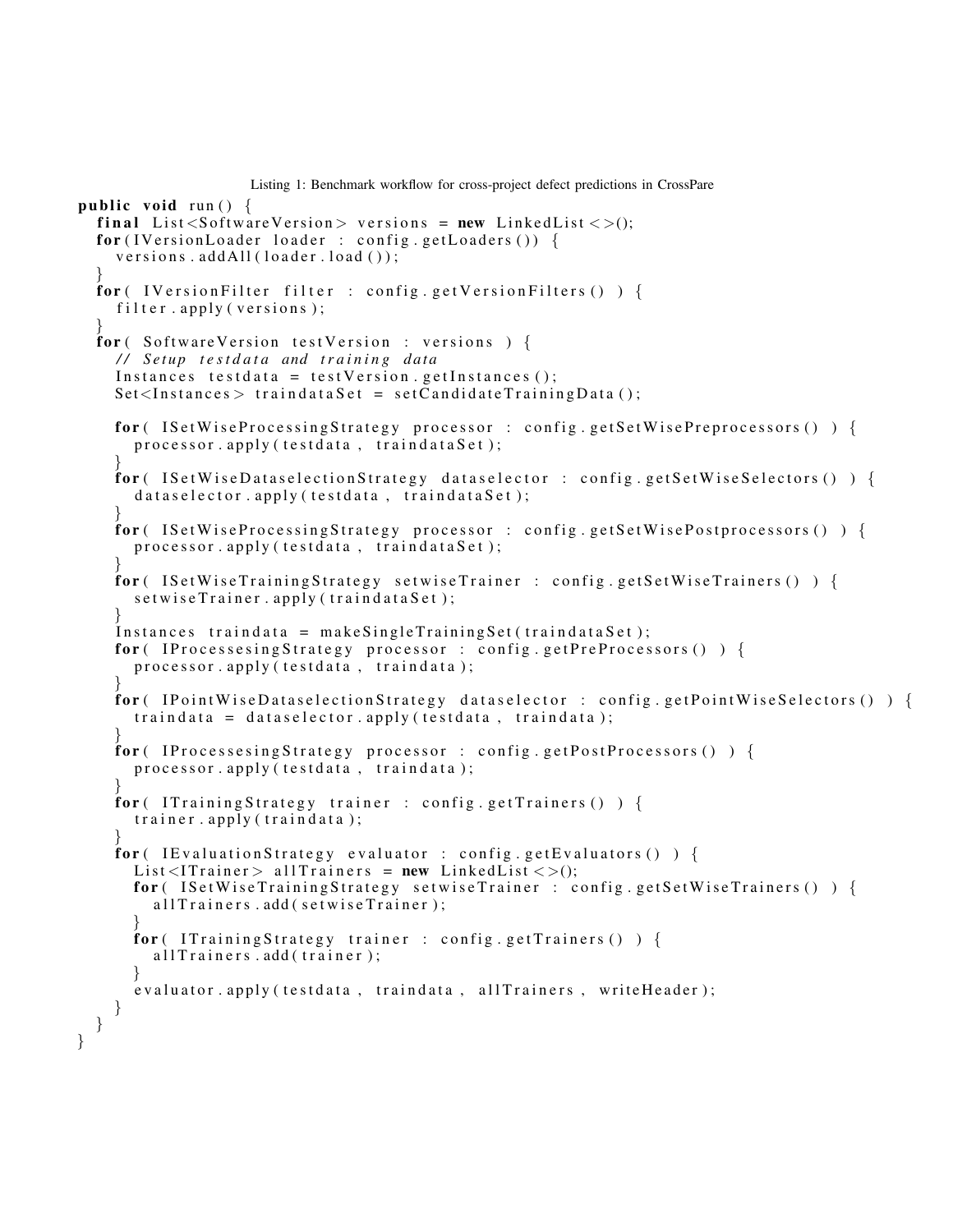Listing 1: Benchmark workflow for cross-project defect predictions in CrossPare

```java
public void run() {
  final List<SoftwareVersion> versions = new LinkedList<>();
  for(IVersionLoader loader : config.getLoaders()) {
    versions.addAll(loader.load());
  }
  for( IVersionFilter filter : config.getVersionFilters() ) {
    filter.apply(versions);
  }
  for( SoftwareVersion testVersion : versions ) {
    // Setup testdata and training data
    Instances testdata = testVersion.getInstances();
    Set<Instances> traindataSet = setCandidateTrainingData();

    for( ISetWiseProcessingStrategy processor : config.getSetWisePreprocessors() ) {
      processor.apply(testdata, traindataSet);
    }
    for( ISetWiseDataselectionStrategy dataselector : config.getSetWiseSelectors() ) {
      dataselector.apply(testdata, traindataSet);
    }
    for( ISetWiseProcessingStrategy processor : config.getSetWisePostprocessors() ) {
      processor.apply(testdata, traindataSet);
    }
    for( ISetWiseTrainingStrategy setwiseTrainer : config.getSetWiseTrainers() ) {
      setwiseTrainer.apply(traindataSet);
    }
    Instances traindata = makeSingleTrainingSet(traindataSet);
    for( IProcessesingStrategy processor : config.getPreProcessors() ) {
      processor.apply(testdata, traindata);
    }
    for( IPointWiseDataselectionStrategy dataselector : config.getPointWiseSelectors() ) {
      traindata = dataselector.apply(testdata, traindata);
    }
    for( IProcessesingStrategy processor : config.getPostProcessors() ) {
      processor.apply(testdata, traindata);
    }
    for( ITrainingStrategy trainer : config.getTrainers() ) {
      trainer.apply(traindata);
    }
    for( IEvaluationStrategy evaluator : config.getEvaluators() ) {
      List<ITrainer> allTrainers = new LinkedList<>();
      for( ISetWiseTrainingStrategy setwiseTrainer : config.getSetWiseTrainers() ) {
        allTrainers.add(setwiseTrainer);
      }
      for( ITrainingStrategy trainer : config.getTrainers() ) {
        allTrainers.add(trainer);
      }
      evaluator.apply(testdata, traindata, allTrainers, writeHeader);
    }
  }
}
```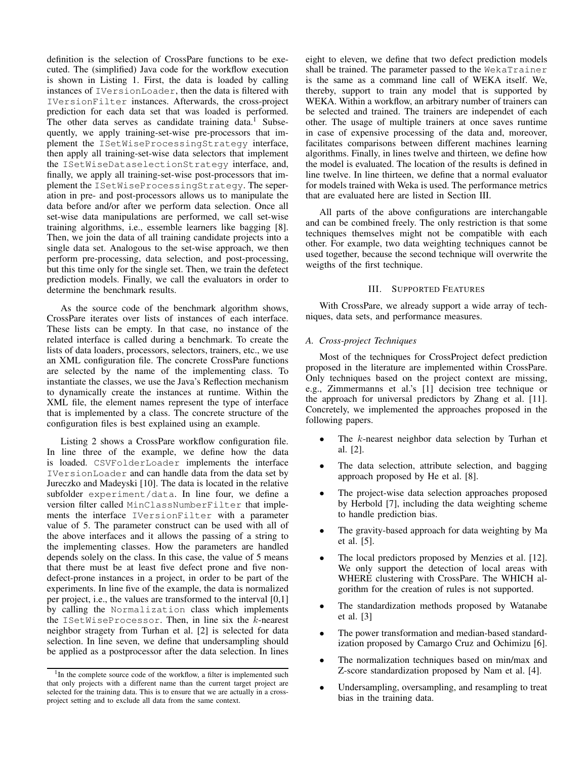definition is the selection of CrossPare functions to be executed. The (simplified) Java code for the workflow execution is shown in Listing 1. First, the data is loaded by calling instances of `IVersionLoader`, then the data is filtered with `IVersionFilter` instances. Afterwards, the cross-project prediction for each data set that was loaded is performed. The other data serves as candidate training data.[1] Subsequently, we apply training-set-wise pre-processors that implement the `ISetWiseProcessingStrategy` interface, then apply all training-set-wise data selectors that implement the `ISetWiseDataselectionStrategy` interface, and, finally, we apply all training-set-wise post-processors that implement the `ISetWiseProcessingStrategy`. The seperation in pre- and post-processors allows us to manipulate the data before and/or after we perform data selection. Once all set-wise data manipulations are performed, we call set-wise training algorithms, i.e., essemble learners like bagging [8]. Then, we join the data of all training candidate projects into a single data set. Analogous to the set-wise approach, we then perform pre-processing, data selection, and post-processing, but this time only for the single set. Then, we train the defetect prediction models. Finally, we call the evaluators in order to determine the benchmark results.

As the source code of the benchmark algorithm shows, CrossPare iterates over lists of instances of each interface. These lists can be empty. In that case, no instance of the related interface is called during a benchmark. To create the lists of data loaders, processors, selectors, trainers, etc., we use an XML configuration file. The concrete CrossPare functions are selected by the name of the implementing class. To instantiate the classes, we use the Java's Reflection mechanism to dynamically create the instances at runtime. Within the XML file, the element names represent the type of interface that is implemented by a class. The concrete structure of the configuration files is best explained using an example.

Listing 2 shows a CrossPare workflow configuration file. In line three of the example, we define how the data is loaded. `CSVFolderLoader` implements the interface `IVersionLoader` and can handle data from the data set by Jureczko and Madeyski [10]. The data is located in the relative subfolder `experiment/data`. In line four, we define a version filter called `MinClassNumberFilter` that implements the interface `IVersionFilter` with a parameter value of 5. The parameter construct can be used with all of the above interfaces and it allows the passing of a string to the implementing classes. How the parameters are handled depends solely on the class. In this case, the value of 5 means that there must be at least five defect prone and five non-defect-prone instances in a project, in order to be part of the experiments. In line five of the example, the data is normalized per project, i.e., the values are transformed to the interval [0,1] by calling the `Normalization` class which implements the `ISetWiseProcessor`. Then, in line six the $k$-nearest neighbor stragety from Turhan et al. [2] is selected for data selection. In line seven, we define that undersampling should be applied as a postprocessor after the data selection. In lines eight to eleven, we define that two defect prediction models shall be trained. The parameter passed to the `WekaTrainer` is the same as a command line call of WEKA itself. We, thereby, support to train any model that is supported by WEKA. Within a workflow, an arbitrary number of trainers can be selected and trained. The trainers are independet of each other. The usage of multiple trainers at once saves runtime in case of expensive processing of the data and, moreover, facilitates comparisons between different machines learning algorithms. Finally, in lines twelve and thirteen, we define how the model is evaluated. The location of the results is defined in line twelve. In line thirteen, we define that a normal evaluator for models trained with Weka is used. The performance metrics that are evaluated here are listed in Section III.

All parts of the above configurations are interchangable and can be combined freely. The only restriction is that some techniques themselves might not be compatible with each other. For example, two data weighting techniques cannot be used together, because the second technique will overwrite the weigths of the first technique.

## III. Supported Features

With CrossPare, we already support a wide array of techniques, data sets, and performance measures.

### A. Cross-project Techniques

Most of the techniques for CrossProject defect prediction proposed in the literature are implemented within CrossPare. Only techniques based on the project context are missing, e.g., Zimmermanns et al.'s [1] decision tree technique or the approach for universal predictors by Zhang et al. [11]. Concretely, we implemented the approaches proposed in the following papers.

- The $k$-nearest neighbor data selection by Turhan et al. [2].
- The data selection, attribute selection, and bagging approach proposed by He et al. [8].
- The project-wise data selection approaches proposed by Herbold [7], including the data weighting scheme to handle prediction bias.
- The gravity-based approach for data weighting by Ma et al. [5].
- The local predictors proposed by Menzies et al. [12]. We only support the detection of local areas with WHERE clustering with CrossPare. The WHICH algorithm for the creation of rules is not supported.
- The standardization methods proposed by Watanabe et al. [3]
- The power transformation and median-based standardization proposed by Camargo Cruz and Ochimizu [6].
- The normalization techniques based on min/max and Z-score standardization proposed by Nam et al. [4].
- Undersampling, oversampling, and resampling to treat bias in the training data.

[1] In the complete source code of the workflow, a filter is implemented such that only projects with a different name than the current target project are selected for the training data. This is to ensure that we are actually in a cross-project setting and to exclude all data from the same context.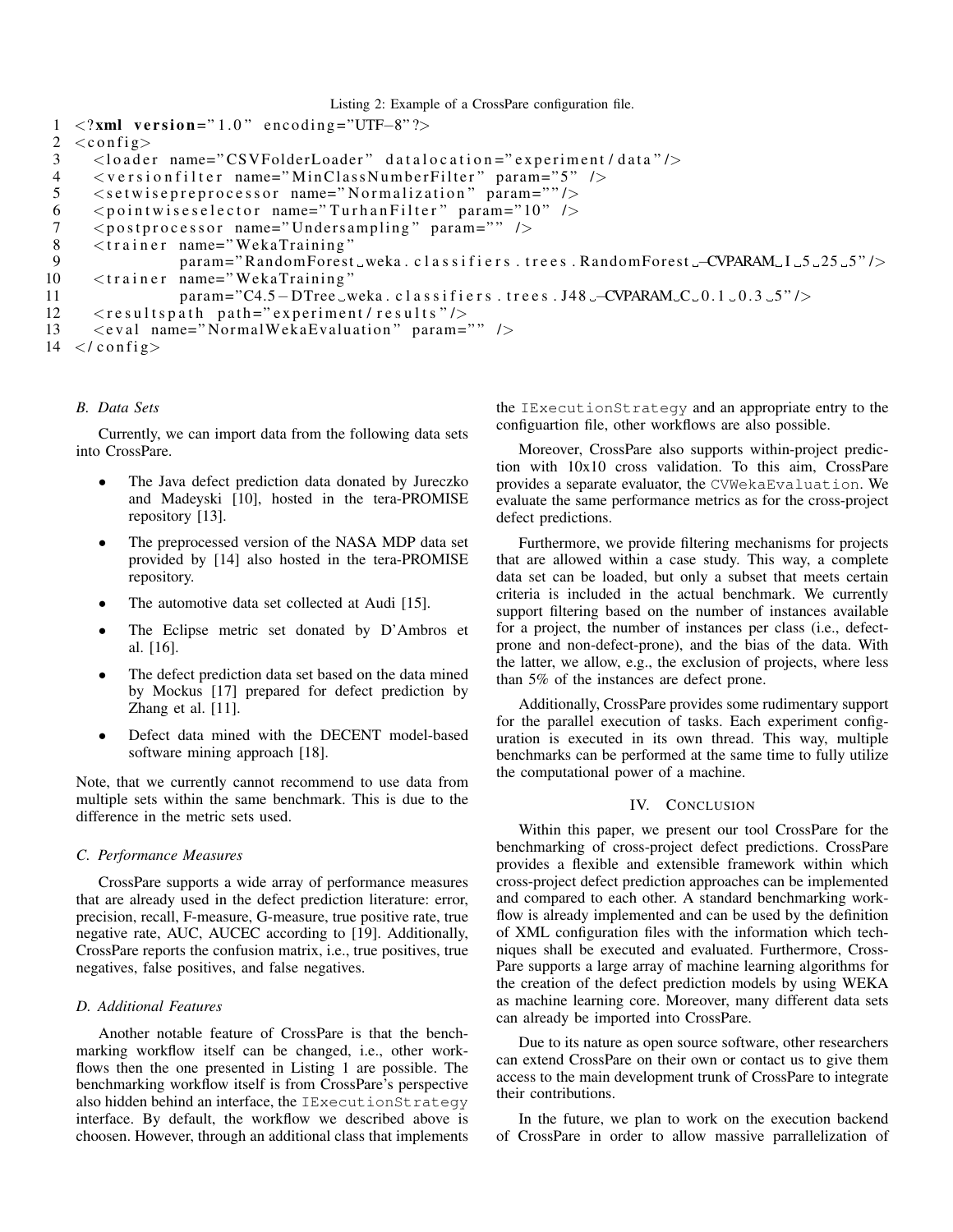Listing 2: Example of a CrossPare configuration file.

```
1  <?xml version="1.0" encoding="UTF-8"?>
2  <config>
3    <loader name="CSVFolderLoader" datalocation="experiment/data"/>
4    <versionfilter name="MinClassNumberFilter" param="5" />
5    <setwisepreprocessor name="Normalization" param=""/>
6    <pointwiseselector name="TurhanFilter" param="10" />
7    <postprocessor name="Undersampling" param="" />
8    <trainer name="WekaTraining"
9             param="RandomForest weka.classifiers.trees.RandomForest -CVPARAM I 5 25 5"/>
10   <trainer name="WekaTraining"
11            param="C4.5-DTree weka.classifiers.trees.J48 -CVPARAM C 0.1 0.3 5"/>
12   <resultspath path="experiment/results"/>
13   <eval name="NormalWekaEvaluation" param="" />
14 </config>
```

### B. Data Sets

Currently, we can import data from the following data sets into CrossPare.

- The Java defect prediction data donated by Jureczko and Madeyski [10], hosted in the tera-PROMISE repository [13].
- The preprocessed version of the NASA MDP data set provided by [14] also hosted in the tera-PROMISE repository.
- The automotive data set collected at Audi [15].
- The Eclipse metric set donated by D'Ambros et al. [16].
- The defect prediction data set based on the data mined by Mockus [17] prepared for defect prediction by Zhang et al. [11].
- Defect data mined with the DECENT model-based software mining approach [18].

Note, that we currently cannot recommend to use data from multiple sets within the same benchmark. This is due to the difference in the metric sets used.

### C. Performance Measures

CrossPare supports a wide array of performance measures that are already used in the defect prediction literature: error, precision, recall, F-measure, G-measure, true positive rate, true negative rate, AUC, AUCEC according to [19]. Additionally, CrossPare reports the confusion matrix, i.e., true positives, true negatives, false positives, and false negatives.

### D. Additional Features

Another notable feature of CrossPare is that the benchmarking workflow itself can be changed, i.e., other workflows then the one presented in Listing 1 are possible. The benchmarking workflow itself is from CrossPare's perspective also hidden behind an interface, the `IExecutionStrategy` interface. By default, the workflow we described above is choosen. However, through an additional class that implements the `IExecutionStrategy` and an appropriate entry to the configuartion file, other workflows are also possible.

Moreover, CrossPare also supports within-project prediction with 10x10 cross validation. To this aim, CrossPare provides a separate evaluator, the `CVWekaEvaluation`. We evaluate the same performance metrics as for the cross-project defect predictions.

Furthermore, we provide filtering mechanisms for projects that are allowed within a case study. This way, a complete data set can be loaded, but only a subset that meets certain criteria is included in the actual benchmark. We currently support filtering based on the number of instances available for a project, the number of instances per class (i.e., defect-prone and non-defect-prone), and the bias of the data. With the latter, we allow, e.g., the exclusion of projects, where less than 5% of the instances are defect prone.

Additionally, CrossPare provides some rudimentary support for the parallel execution of tasks. Each experiment configuration is executed in its own thread. This way, multiple benchmarks can be performed at the same time to fully utilize the computational power of a machine.

## IV. Conclusion

Within this paper, we present our tool CrossPare for the benchmarking of cross-project defect predictions. CrossPare provides a flexible and extensible framework within which cross-project defect prediction approaches can be implemented and compared to each other. A standard benchmarking workflow is already implemented and can be used by the definition of XML configuration files with the information which techniques shall be executed and evaluated. Furthermore, CrossPare supports a large array of machine learning algorithms for the creation of the defect prediction models by using WEKA as machine learning core. Moreover, many different data sets can already be imported into CrossPare.

Due to its nature as open source software, other researchers can extend CrossPare on their own or contact us to give them access to the main development trunk of CrossPare to integrate their contributions.

In the future, we plan to work on the execution backend of CrossPare in order to allow massive parralelization of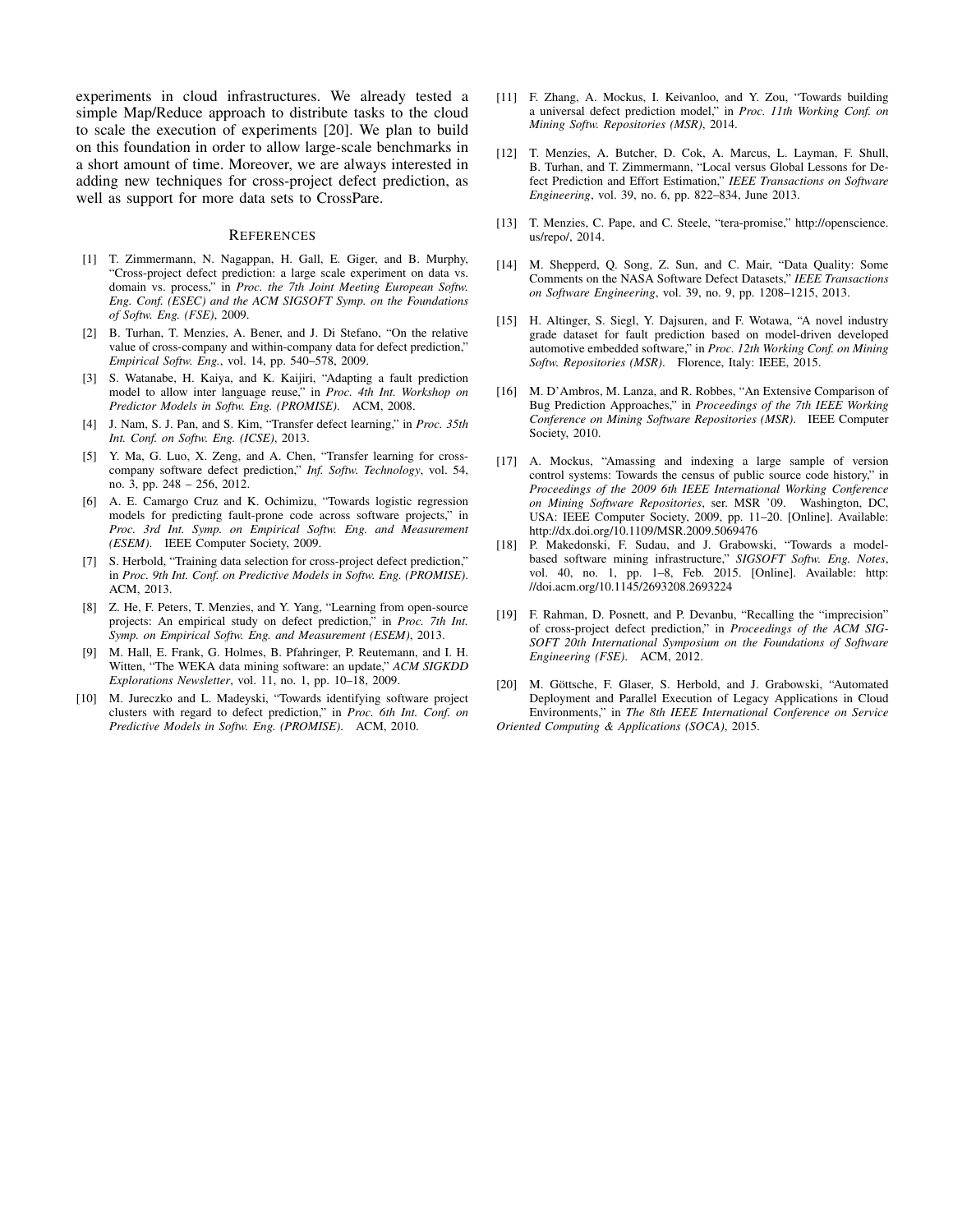experiments in cloud infrastructures. We already tested a simple Map/Reduce approach to distribute tasks to the cloud to scale the execution of experiments [20]. We plan to build on this foundation in order to allow large-scale benchmarks in a short amount of time. Moreover, we are always interested in adding new techniques for cross-project defect prediction, as well as support for more data sets to CrossPare.

## References

[1] T. Zimmermann, N. Nagappan, H. Gall, E. Giger, and B. Murphy, "Cross-project defect prediction: a large scale experiment on data vs. domain vs. process," in *Proc. the 7th Joint Meeting European Softw. Eng. Conf. (ESEC) and the ACM SIGSOFT Symp. on the Foundations of Softw. Eng. (FSE)*, 2009.

[2] B. Turhan, T. Menzies, A. Bener, and J. Di Stefano, "On the relative value of cross-company and within-company data for defect prediction," *Empirical Softw. Eng.*, vol. 14, pp. 540–578, 2009.

[3] S. Watanabe, H. Kaiya, and K. Kaijiri, "Adapting a fault prediction model to allow inter language reuse," in *Proc. 4th Int. Workshop on Predictor Models in Softw. Eng. (PROMISE)*. ACM, 2008.

[4] J. Nam, S. J. Pan, and S. Kim, "Transfer defect learning," in *Proc. 35th Int. Conf. on Softw. Eng. (ICSE)*, 2013.

[5] Y. Ma, G. Luo, X. Zeng, and A. Chen, "Transfer learning for cross-company software defect prediction," *Inf. Softw. Technology*, vol. 54, no. 3, pp. 248 – 256, 2012.

[6] A. E. Camargo Cruz and K. Ochimizu, "Towards logistic regression models for predicting fault-prone code across software projects," in *Proc. 3rd Int. Symp. on Empirical Softw. Eng. and Measurement (ESEM)*. IEEE Computer Society, 2009.

[7] S. Herbold, "Training data selection for cross-project defect prediction," in *Proc. 9th Int. Conf. on Predictive Models in Softw. Eng. (PROMISE)*. ACM, 2013.

[8] Z. He, F. Peters, T. Menzies, and Y. Yang, "Learning from open-source projects: An empirical study on defect prediction," in *Proc. 7th Int. Symp. on Empirical Softw. Eng. and Measurement (ESEM)*, 2013.

[9] M. Hall, E. Frank, G. Holmes, B. Pfahringer, P. Reutemann, and I. H. Witten, "The WEKA data mining software: an update," *ACM SIGKDD Explorations Newsletter*, vol. 11, no. 1, pp. 10–18, 2009.

[10] M. Jureczko and L. Madeyski, "Towards identifying software project clusters with regard to defect prediction," in *Proc. 6th Int. Conf. on Predictive Models in Softw. Eng. (PROMISE)*. ACM, 2010.

[11] F. Zhang, A. Mockus, I. Keivanloo, and Y. Zou, "Towards building a universal defect prediction model," in *Proc. 11th Working Conf. on Mining Softw. Repositories (MSR)*, 2014.

[12] T. Menzies, A. Butcher, D. Cok, A. Marcus, L. Layman, F. Shull, B. Turhan, and T. Zimmermann, "Local versus Global Lessons for Defect Prediction and Effort Estimation," *IEEE Transactions on Software Engineering*, vol. 39, no. 6, pp. 822–834, June 2013.

[13] T. Menzies, C. Pape, and C. Steele, "tera-promise," http://openscience.us/repo/, 2014.

[14] M. Shepperd, Q. Song, Z. Sun, and C. Mair, "Data Quality: Some Comments on the NASA Software Defect Datasets," *IEEE Transactions on Software Engineering*, vol. 39, no. 9, pp. 1208–1215, 2013.

[15] H. Altinger, S. Siegl, Y. Dajsuren, and F. Wotawa, "A novel industry grade dataset for fault prediction based on model-driven developed automotive embedded software," in *Proc. 12th Working Conf. on Mining Softw. Repositories (MSR)*. Florence, Italy: IEEE, 2015.

[16] M. D'Ambros, M. Lanza, and R. Robbes, "An Extensive Comparison of Bug Prediction Approaches," in *Proceedings of the 7th IEEE Working Conference on Mining Software Repositories (MSR)*. IEEE Computer Society, 2010.

[17] A. Mockus, "Amassing and indexing a large sample of version control systems: Towards the census of public source code history," in *Proceedings of the 2009 6th IEEE International Working Conference on Mining Software Repositories*, ser. MSR '09. Washington, DC, USA: IEEE Computer Society, 2009, pp. 11–20. [Online]. Available: http://dx.doi.org/10.1109/MSR.2009.5069476

[18] P. Makedonski, F. Sudau, and J. Grabowski, "Towards a model-based software mining infrastructure," *SIGSOFT Softw. Eng. Notes*, vol. 40, no. 1, pp. 1–8, Feb. 2015. [Online]. Available: http://doi.acm.org/10.1145/2693208.2693224

[19] F. Rahman, D. Posnett, and P. Devanbu, "Recalling the "imprecision" of cross-project defect prediction," in *Proceedings of the ACM SIGSOFT 20th International Symposium on the Foundations of Software Engineering (FSE)*. ACM, 2012.

[20] M. Göttsche, F. Glaser, S. Herbold, and J. Grabowski, "Automated Deployment and Parallel Execution of Legacy Applications in Cloud Environments," in *The 8th IEEE International Conference on Service Oriented Computing & Applications (SOCA)*, 2015.